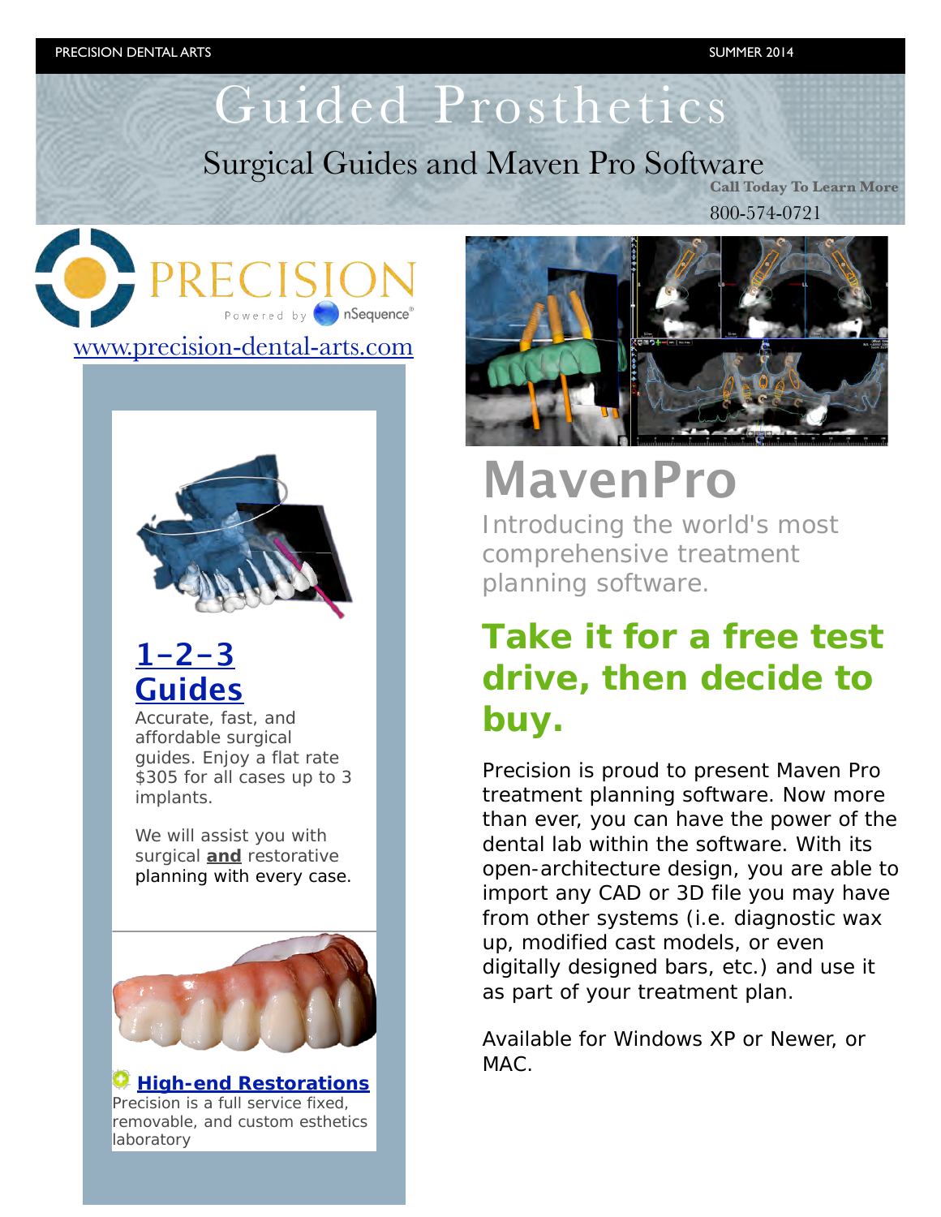# Guided Prosthetics

## Surgical Guides and Maven Pro Software

**Call Today To Learn More**

800-574-0721

PRECISION Powered by nSequence®

www.precision-dental-arts.com

### 1-2-3 Guides

Accurate, fast, and affordable surgical guides. Enjoy a flat rate $305 for all cases up to 3 implants.

We will assist you with surgical **and** restorative planning with every case.

### High-end Restorations

Precision is a full service fixed, removable, and custom esthetics laboratory

# MavenPro

Introducing the world's most comprehensive treatment planning software.

## Take it for a free test drive, then decide to buy.

Precision is proud to present Maven Pro treatment planning software. Now more than ever, you can have the power of the dental lab within the software. With its open-architecture design, you are able to import any CAD or 3D file you may have from other systems (i.e. diagnostic wax up, modified cast models, or even digitally designed bars, etc.) and use it as part of your treatment plan.

Available for Windows XP or Newer, or MAC.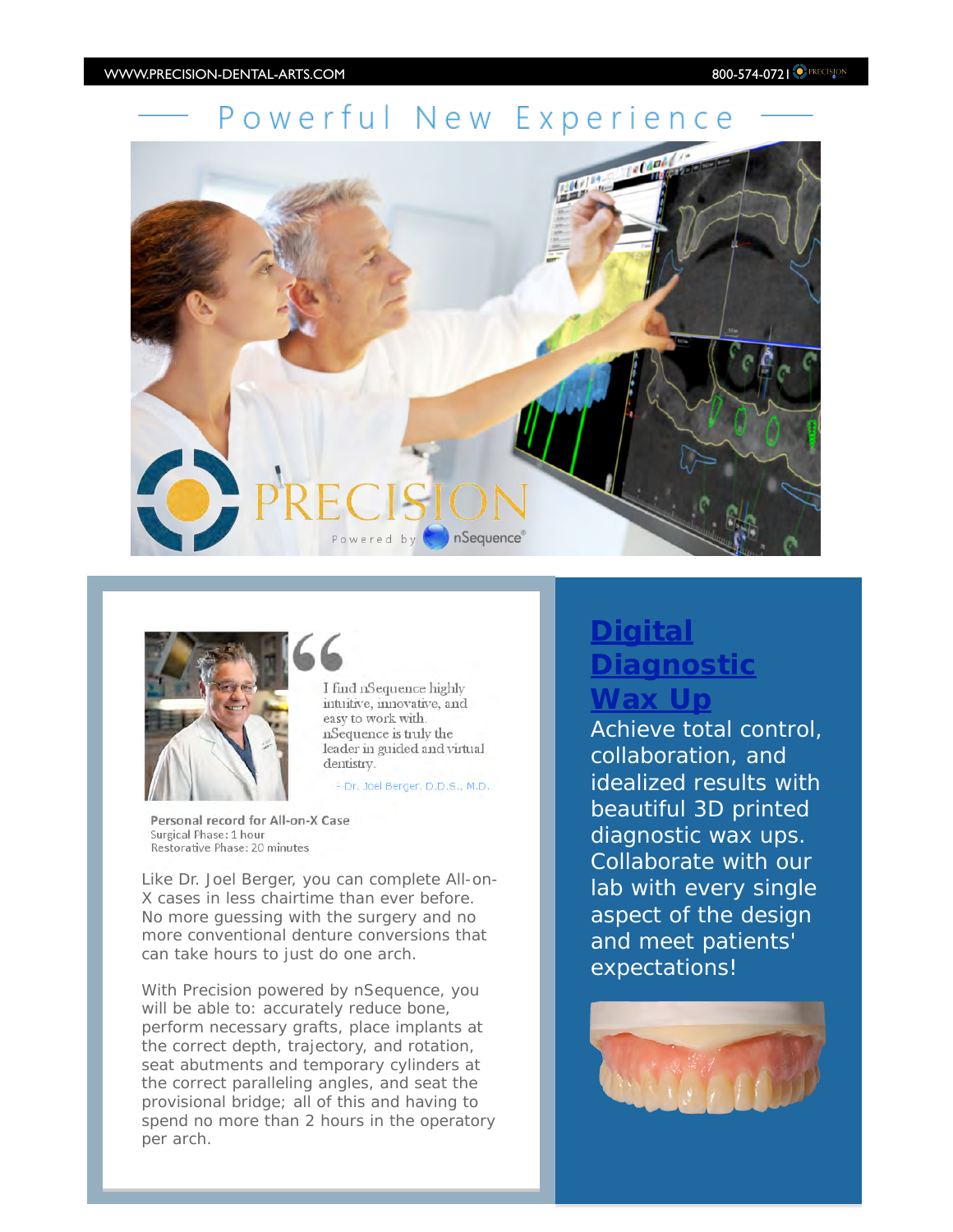# Powerful New Experience

> I find nSequence highly intuitive, innovative, and easy to work with. nSequence is truly the leader in guided and virtual dentistry.
>
> \- Dr. Joel Berger, D.D.S., M.D.

**Personal record for All-on-X Case**
Surgical Phase: 1 hour
Restorative Phase: 20 minutes

Like Dr. Joel Berger, you can complete All-on-X cases in less chairtime than ever before. No more guessing with the surgery and no more conventional denture conversions that can take hours to just do one arch.

With Precision powered by nSequence, you will be able to: accurately reduce bone, perform necessary grafts, place implants at the correct depth, trajectory, and rotation, seat abutments and temporary cylinders at the correct paralleling angles, and seat the provisional bridge; all of this and having to spend no more than 2 hours in the operatory per arch.

## Digital Diagnostic Wax Up

Achieve total control, collaboration, and idealized results with beautiful 3D printed diagnostic wax ups. Collaborate with our lab with every single aspect of the design and meet patients' expectations!